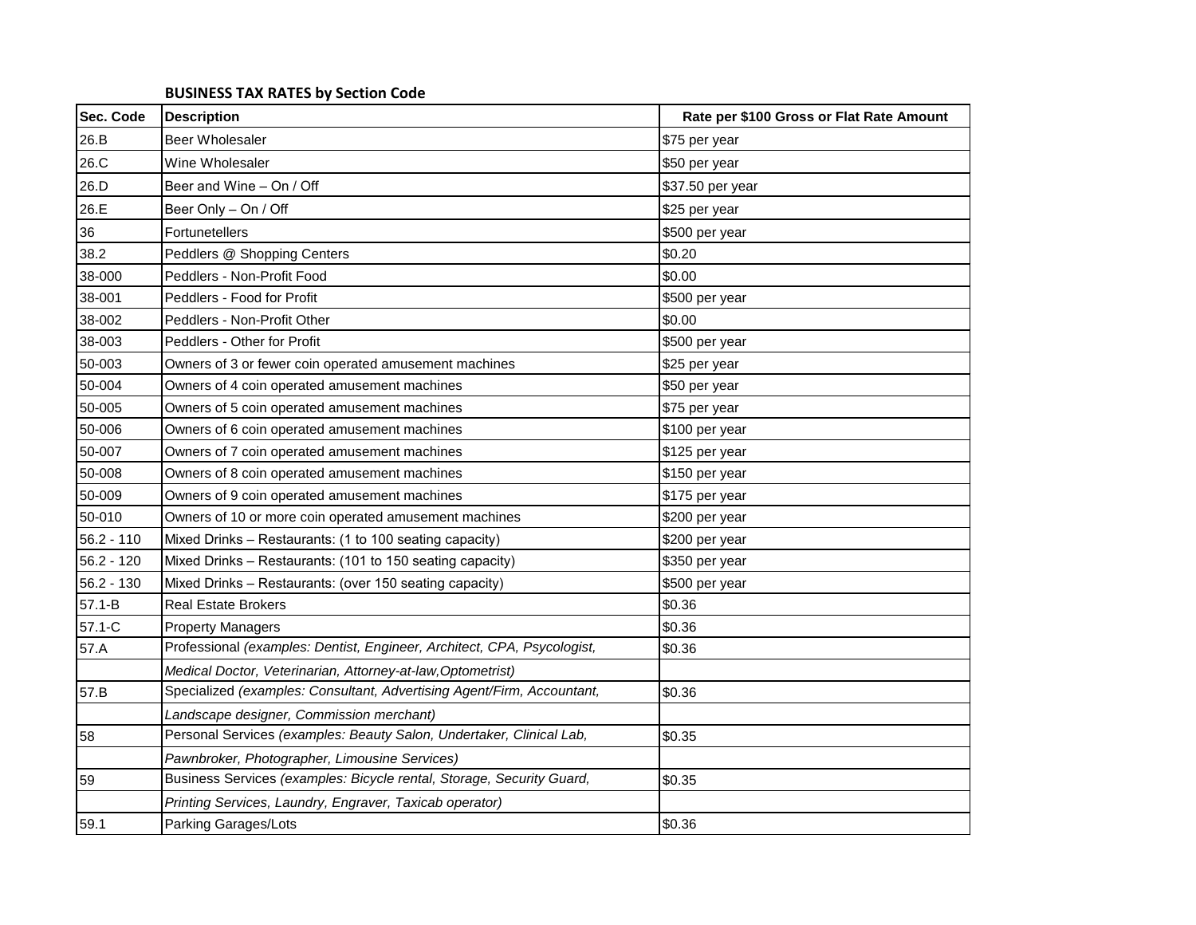**BUSINESS TAX RATES by Section Code**

| Sec. Code | Description | Rate per $100 Gross or Flat Rate Amount |
|---|---|---|
| 26.B | Beer Wholesaler | $75 per year |
| 26.C | Wine Wholesaler | $50 per year |
| 26.D | Beer and Wine – On / Off | $37.50 per year |
| 26.E | Beer Only – On / Off | $25 per year |
| 36 | Fortunetellers | $500 per year |
| 38.2 | Peddlers @ Shopping Centers | $0.20 |
| 38-000 | Peddlers - Non-Profit Food | $0.00 |
| 38-001 | Peddlers - Food for Profit | $500 per year |
| 38-002 | Peddlers - Non-Profit Other | $0.00 |
| 38-003 | Peddlers - Other for Profit | $500 per year |
| 50-003 | Owners of 3 or fewer coin operated amusement machines | $25 per year |
| 50-004 | Owners of 4 coin operated amusement machines | $50 per year |
| 50-005 | Owners of 5 coin operated amusement machines | $75 per year |
| 50-006 | Owners of 6 coin operated amusement machines | $100 per year |
| 50-007 | Owners of 7 coin operated amusement machines | $125 per year |
| 50-008 | Owners of 8 coin operated amusement machines | $150 per year |
| 50-009 | Owners of 9 coin operated amusement machines | $175 per year |
| 50-010 | Owners of 10 or more coin operated amusement machines | $200 per year |
| 56.2 - 110 | Mixed Drinks – Restaurants: (1 to 100 seating capacity) | $200 per year |
| 56.2 - 120 | Mixed Drinks – Restaurants: (101 to 150 seating capacity) | $350 per year |
| 56.2 - 130 | Mixed Drinks – Restaurants: (over 150 seating capacity) | $500 per year |
| 57.1-B | Real Estate Brokers | $0.36 |
| 57.1-C | Property Managers | $0.36 |
| 57.A | Professional *(examples: Dentist, Engineer, Architect, CPA, Psycologist,* | $0.36 |
| | *Medical Doctor, Veterinarian, Attorney-at-law,Optometrist)* | |
| 57.B | Specialized *(examples: Consultant, Advertising Agent/Firm, Accountant,* | $0.36 |
| | *Landscape designer, Commission merchant)* | |
| 58 | Personal Services *(examples: Beauty Salon, Undertaker, Clinical Lab,* | $0.35 |
| | *Pawnbroker, Photographer, Limousine Services)* | |
| 59 | Business Services *(examples: Bicycle rental, Storage, Security Guard,* | $0.35 |
| | *Printing Services, Laundry, Engraver, Taxicab operator)* | |
| 59.1 | Parking Garages/Lots | $0.36 |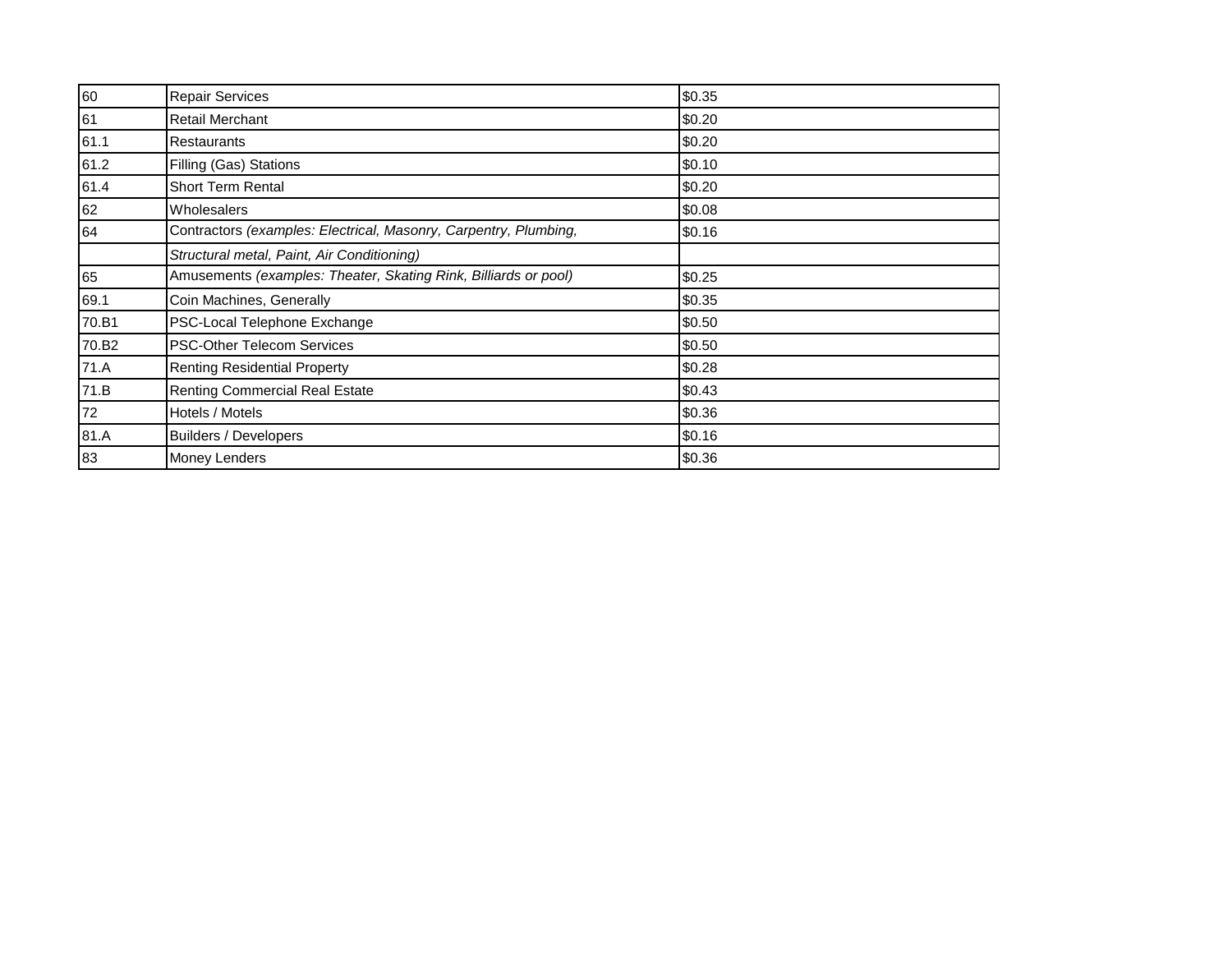| | | |
|---|---|---|
| 60 | Repair Services | $0.35 |
| 61 | Retail Merchant | $0.20 |
| 61.1 | Restaurants | $0.20 |
| 61.2 | Filling (Gas) Stations | $0.10 |
| 61.4 | Short Term Rental | $0.20 |
| 62 | Wholesalers | $0.08 |
| 64 | Contractors *(examples: Electrical, Masonry, Carpentry, Plumbing,* | $0.16 |
| | *Structural metal, Paint, Air Conditioning)* | |
| 65 | Amusements *(examples: Theater, Skating Rink, Billiards or pool)* | $0.25 |
| 69.1 | Coin Machines, Generally | $0.35 |
| 70.B1 | PSC-Local Telephone Exchange | $0.50 |
| 70.B2 | PSC-Other Telecom Services | $0.50 |
| 71.A | Renting Residential Property | $0.28 |
| 71.B | Renting Commercial Real Estate | $0.43 |
| 72 | Hotels / Motels | $0.36 |
| 81.A | Builders / Developers | $0.16 |
| 83 | Money Lenders | $0.36 |